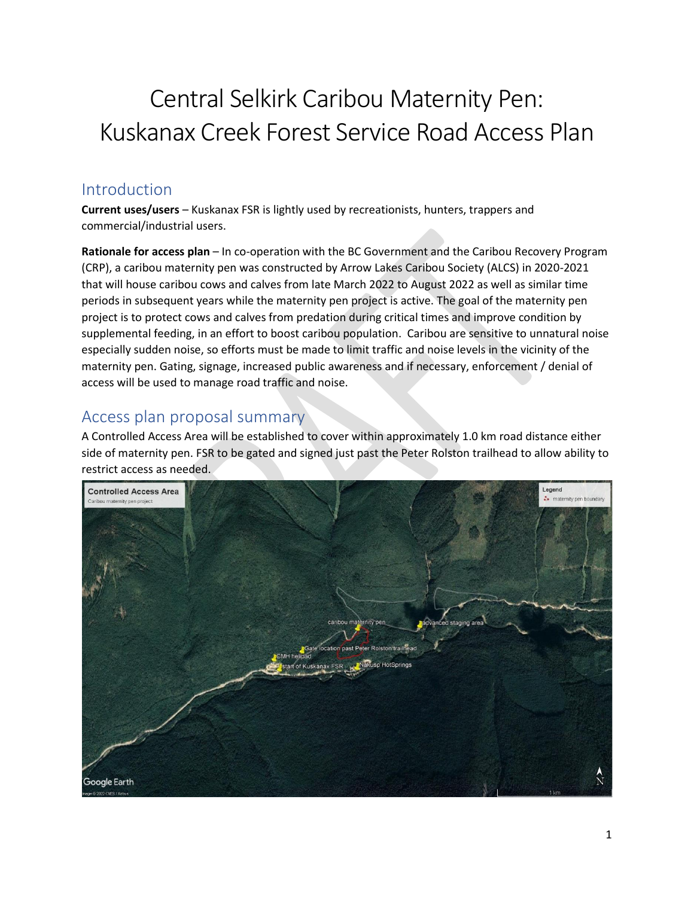# Central Selkirk Caribou Maternity Pen: Kuskanax Creek Forest Service Road Access Plan

## Introduction

**Current uses/users** – Kuskanax FSR is lightly used by recreationists, hunters, trappers and commercial/industrial users.

**Rationale for access plan** – In co-operation with the BC Government and the Caribou Recovery Program (CRP), a caribou maternity pen was constructed by Arrow Lakes Caribou Society (ALCS) in 2020-2021 that will house caribou cows and calves from late March 2022 to August 2022 as well as similar time periods in subsequent years while the maternity pen project is active. The goal of the maternity pen project is to protect cows and calves from predation during critical times and improve condition by supplemental feeding, in an effort to boost caribou population. Caribou are sensitive to unnatural noise especially sudden noise, so efforts must be made to limit traffic and noise levels in the vicinity of the maternity pen. Gating, signage, increased public awareness and if necessary, enforcement / denial of access will be used to manage road traffic and noise.

## Access plan proposal summary

A Controlled Access Area will be established to cover within approximately 1.0 km road distance either side of maternity pen. FSR to be gated and signed just the Peter Rolston trailhead to allow ability to restrict access as needed.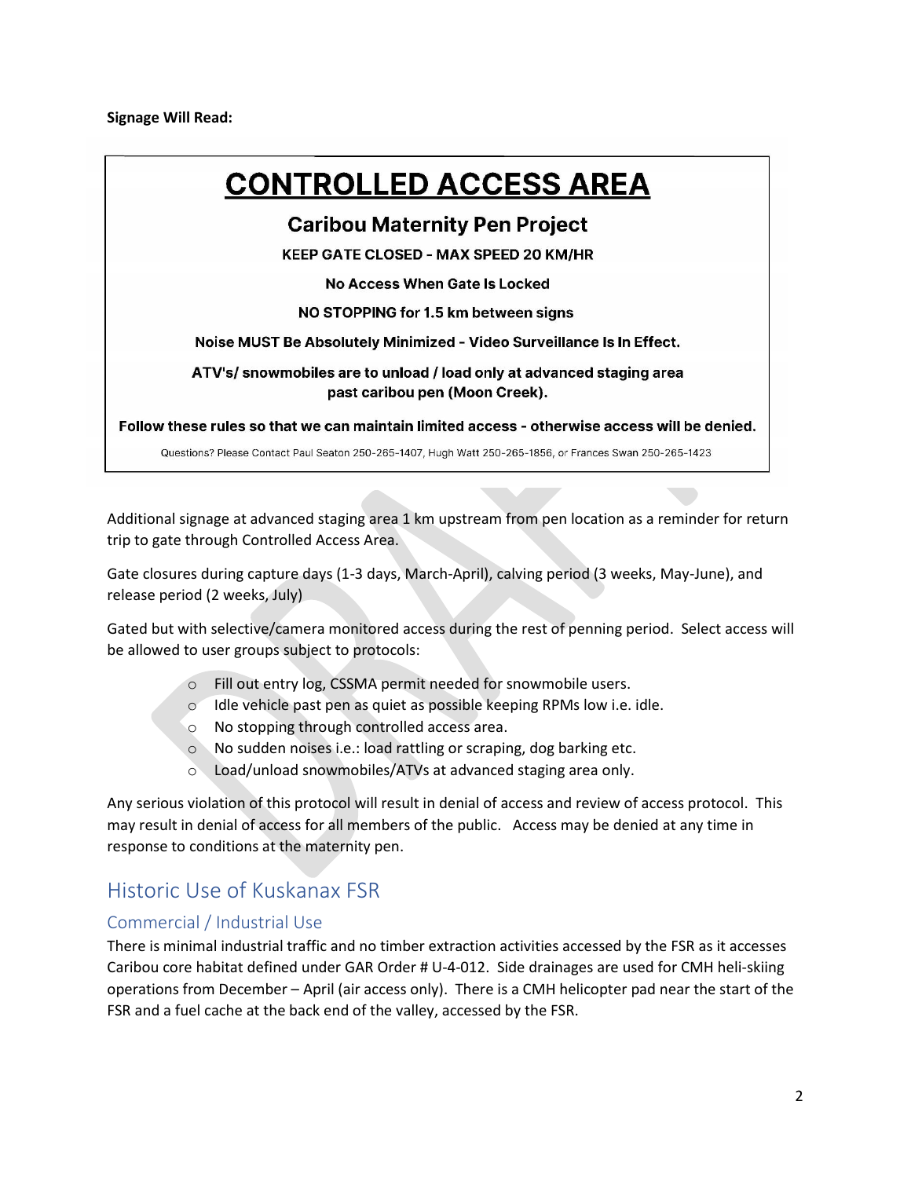**Signage Will Read:**

> # CONTROLLED ACCESS AREA
>
> ## Caribou Maternity Pen Project
>
> **KEEP GATE CLOSED - MAX SPEED 20 KM/HR**
>
> **No Access When Gate Is Locked**
>
> **NO STOPPING for 1.5 km between signs**
>
> **Noise MUST Be Absolutely Minimized - Video Surveillance Is In Effect.**
>
> **ATV's/ snowmobiles are to unload / load only at advanced staging area past caribou pen (Moon Creek).**
>
> **Follow these rules so that we can maintain limited access - otherwise access will be denied.**
>
> Questions? Please Contact Paul Seaton 250-265-1407, Hugh Watt 250-265-1856, or Frances Swan 250-265-1423

Additional signage at advanced staging area 1 km upstream from pen location as a reminder for return trip to gate through Controlled Access Area.

Gate closures during capture days (1-3 days, March-April), calving period (3 weeks, May-June), and release period (2 weeks, July)

Gated but with selective/camera monitored access during the rest of penning period. Select access will be allowed to user groups subject to protocols:

- Fill out entry log, CSSMA permit needed for snowmobile users.
- Idle vehicle past pen as quiet as possible keeping RPMs low i.e. idle.
- No stopping through controlled access area.
- No sudden noises i.e.: load rattling or scraping, dog barking etc.
- Load/unload snowmobiles/ATVs at advanced staging area only.

Any serious violation of this protocol will result in denial of access and review of access protocol. This may result in denial of access for all members of the public. Access may be denied at any time in response to conditions at the maternity pen.

## Historic Use of Kuskanax FSR

### Commercial / Industrial Use

There is minimal industrial traffic and no timber extraction activities accessed by the FSR as it accesses Caribou core habitat defined under GAR Order # U-4-012. Side drainages are used for CMH heli-skiing operations from December – April (air access only). There is a CMH helicopter pad near the start of the FSR and a fuel cache at the back end of the valley, accessed by the FSR.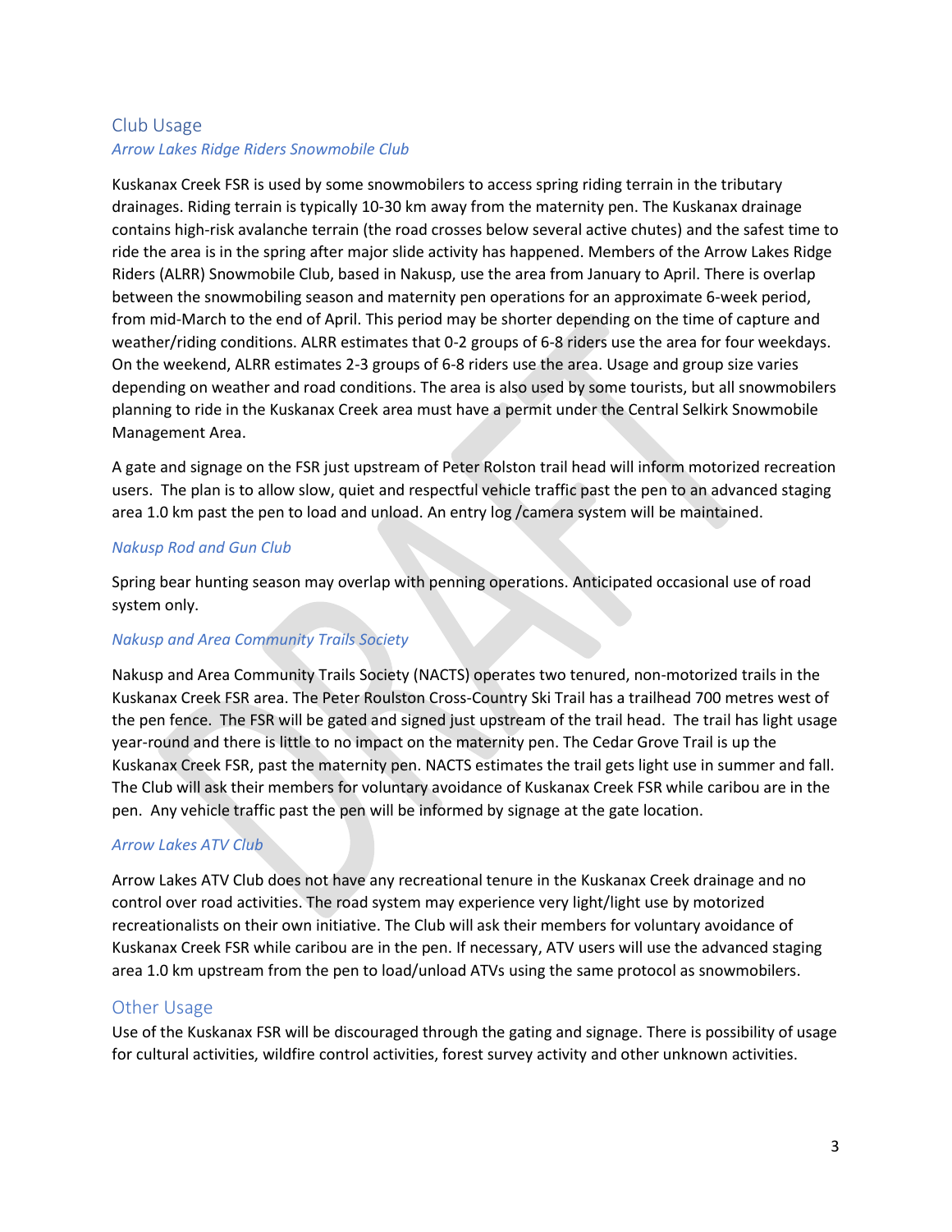## Club Usage

### *Arrow Lakes Ridge Riders Snowmobile Club*

Kuskanax Creek FSR is used by some snowmobilers to access spring riding terrain in the tributary drainages. Riding terrain is typically 10-30 km away from the maternity pen. The Kuskanax drainage contains high-risk avalanche terrain (the road crosses below several active chutes) and the safest time to ride the area is in the spring after major slide activity has happened. Members of the Arrow Lakes Ridge Riders (ALRR) Snowmobile Club, based in Nakusp, use the area from January to April. There is overlap between the snowmobiling season and maternity pen operations for an approximate 6-week period, from mid-March to the end of April. This period may be shorter depending on the time of capture and weather/riding conditions. ALRR estimates that 0-2 groups of 6-8 riders use the area for four weekdays. On the weekend, ALRR estimates 2-3 groups of 6-8 riders use the area. Usage and group size varies depending on weather and road conditions. The area is also used by some tourists, but all snowmobilers planning to ride in the Kuskanax Creek area must have a permit under the Central Selkirk Snowmobile Management Area.

A gate and signage on the FSR just upstream of Peter Rolston trail head will inform motorized recreation users. The plan is to allow slow, quiet and respectful vehicle traffic past the pen to an advanced staging area 1.0 km past the pen to load and unload. An entry log /camera system will be maintained.

### *Nakusp Rod and Gun Club*

Spring bear hunting season may overlap with penning operations. Anticipated occasional use of road system only.

### *Nakusp and Area Community Trails Society*

Nakusp and Area Community Trails Society (NACTS) operates two tenured, non-motorized trails in the Kuskanax Creek FSR area. The Peter Roulston Cross-Country Ski Trail has a trailhead 700 metres west of the pen fence. The FSR will be gated and signed just upstream of the trail head. The trail has light usage year-round and there is little to no impact on the maternity pen. The Cedar Grove Trail is up the Kuskanax Creek FSR, past the maternity pen. NACTS estimates the trail gets light use in summer and fall. The Club will ask their members for voluntary avoidance of Kuskanax Creek FSR while caribou are in the pen. Any vehicle traffic past the pen will be informed by signage at the gate location.

### *Arrow Lakes ATV Club*

Arrow Lakes ATV Club does not have any recreational tenure in the Kuskanax Creek drainage and no control over road activities. The road system may experience very light/light use by motorized recreationalists on their own initiative. The Club will ask their members for voluntary avoidance of Kuskanax Creek FSR while caribou are in the pen. If necessary, ATV users will use the advanced staging area 1.0 km upstream from the pen to load/unload ATVs using the same protocol as snowmobilers.

## Other Usage

Use of the Kuskanax FSR will be discouraged through the gating and signage. There is possibility of usage for cultural activities, wildfire control activities, forest survey activity and other unknown activities.